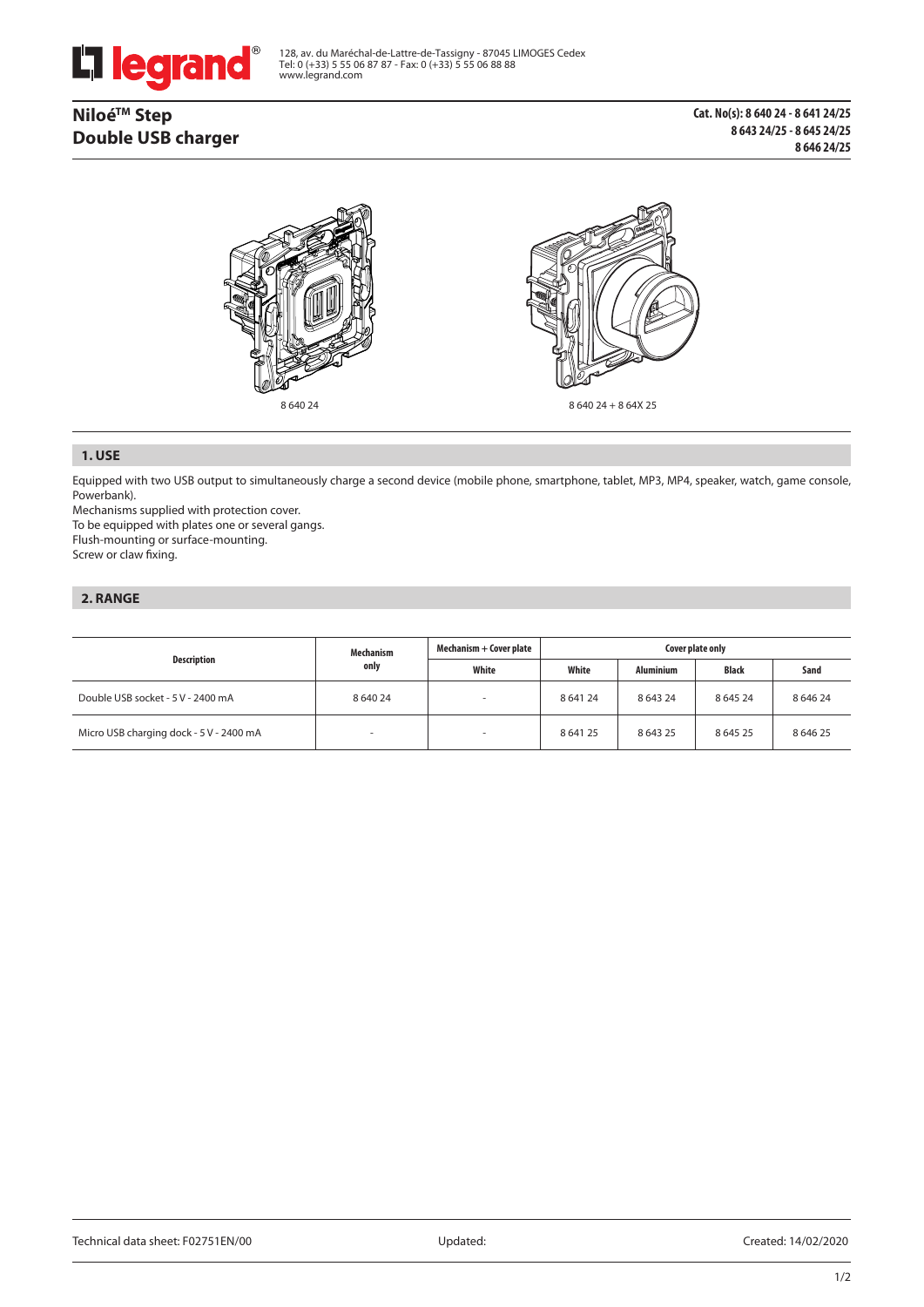128, av. du Maréchal-de-Lattre-de-Tassigny - 87045 LIMOGES Cedex
Tel: 0 (+33) 5 55 06 87 87 - Fax: 0 (+33) 5 55 06 88 88
www.legrand.com

# Niloé™ Step
# Double USB charger

**Cat. No(s): 8 640 24 - 8 641 24/25**
**8 643 24/25 - 8 645 24/25**
**8 646 24/25**

8 640 24

8 640 24 + 8 64X 25

## 1. USE

Equipped with two USB output to simultaneously charge a second device (mobile phone, smartphone, tablet, MP3, MP4, speaker, watch, game console, Powerbank).
Mechanisms supplied with protection cover.
To be equipped with plates one or several gangs.
Flush-mounting or surface-mounting.
Screw or claw fixing.

## 2. RANGE

| Description | Mechanism only | Mechanism + Cover plate | Cover plate only | | | |
|---|---|---|---|---|---|---|
| | | White | White | Aluminium | Black | Sand |
| Double USB socket - 5 V - 2400 mA | 8 640 24 | - | 8 641 24 | 8 643 24 | 8 645 24 | 8 646 24 |
| Micro USB charging dock - 5 V - 2400 mA | - | - | 8 641 25 | 8 643 25 | 8 645 25 | 8 646 25 |

Technical data sheet: F02751EN/00 Updated: Created: 14/02/2020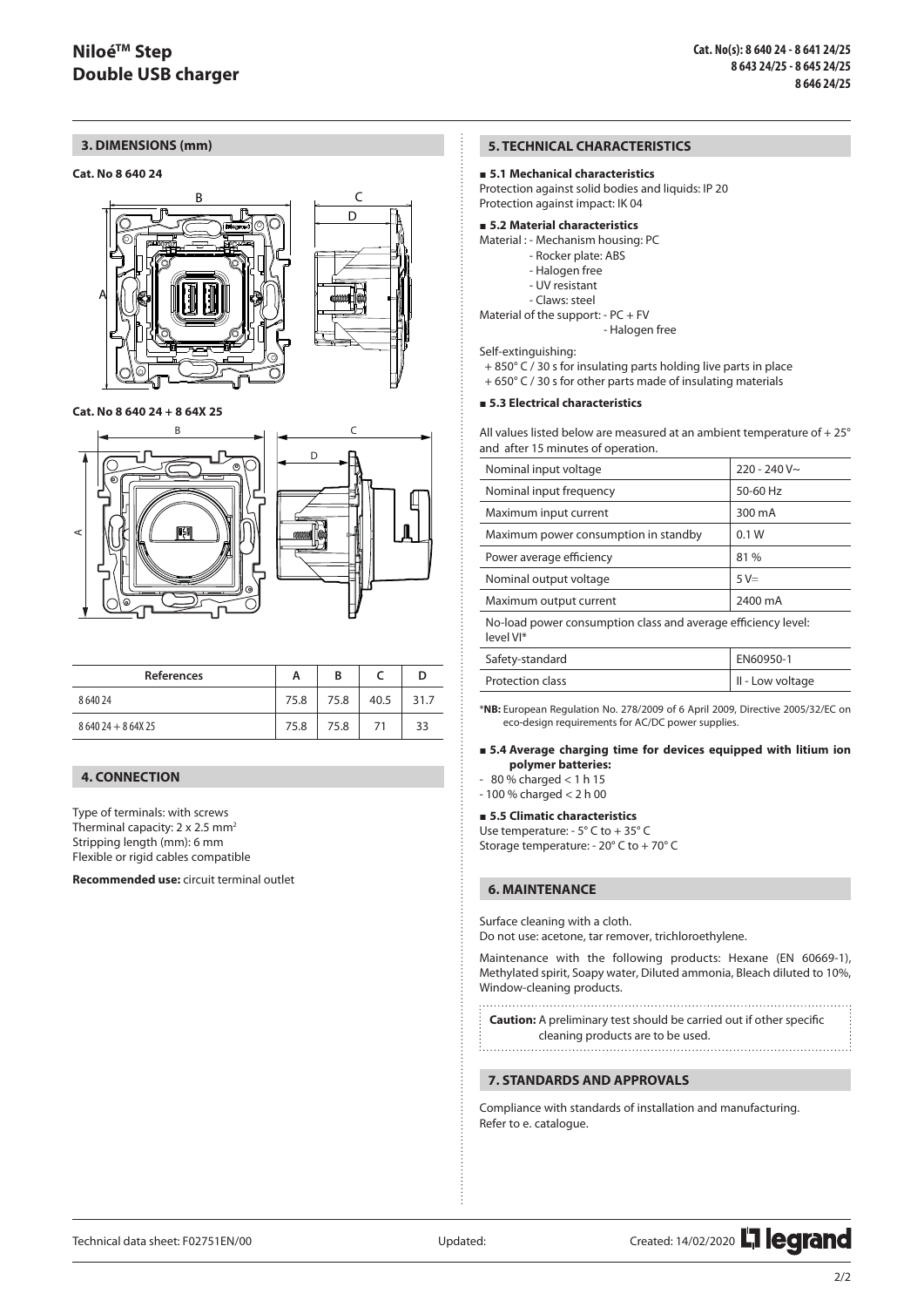# Niloé™ Step Double USB charger

**Cat. No(s): 8 640 24 - 8 641 24/25 8 643 24/25 - 8 645 24/25 8 646 24/25**

## 3. DIMENSIONS (mm)

**Cat. No 8 640 24**

B
C
D
A

**Cat. No 8 640 24 + 8 64X 25**

B
C
D
A

| References | A | B | C | D |
| --- | --- | --- | --- | --- |
| 8 640 24 | 75.8 | 75.8 | 40.5 | 31.7 |
| 8 640 24 + 8 64X 25 | 75.8 | 75.8 | 71 | 33 |

## 4. CONNECTION

Type of terminals: with screws
Therminal capacity: 2 x 2.5 mm²
Stripping length (mm): 6 mm
Flexible or rigid cables compatible

**Recommended use:** circuit terminal outlet

## 5. TECHNICAL CHARACTERISTICS

### ■ 5.1 Mechanical characteristics

Protection against solid bodies and liquids: IP 20
Protection against impact: IK 04

### ■ 5.2 Material characteristics

Material : - Mechanism housing: PC
- Rocker plate: ABS
- Halogen free
- UV resistant
- Claws: steel

Material of the support: - PC + FV
- Halogen free

Self-extinguishing:
+ 850° C / 30 s for insulating parts holding live parts in place
+ 650° C / 30 s for other parts made of insulating materials

### ■ 5.3 Electrical characteristics

All values listed below are measured at an ambient temperature of + 25° and after 15 minutes of operation.

| | |
| --- | --- |
| Nominal input voltage | 220 - 240 V~ |
| Nominal input frequency | 50-60 Hz |
| Maximum input current | 300 mA |
| Maximum power consumption in standby | 0.1 W |
| Power average efficiency | 81 % |
| Nominal output voltage | 5 V⎓ |
| Maximum output current | 2400 mA |
| No-load power consumption class and average efficiency level: level VI* | |
| Safety-standard | EN60950-1 |
| Protection class | II - Low voltage |

***NB:** European Regulation No. 278/2009 of 6 April 2009, Directive 2005/32/EC on eco-design requirements for AC/DC power supplies.

### ■ 5.4 Average charging time for devices equipped with litium ion polymer batteries:

- 80 % charged < 1 h 15
- 100 % charged < 2 h 00

### ■ 5.5 Climatic characteristics

Use temperature: - 5° C to + 35° C
Storage temperature: - 20° C to + 70° C

## 6. MAINTENANCE

Surface cleaning with a cloth.
Do not use: acetone, tar remover, trichloroethylene.

Maintenance with the following products: Hexane (EN 60669-1), Methylated spirit, Soapy water, Diluted ammonia, Bleach diluted to 10%, Window-cleaning products.

**Caution:** A preliminary test should be carried out if other specific cleaning products are to be used.

## 7. STANDARDS AND APPROVALS

Compliance with standards of installation and manufacturing.
Refer to e. catalogue.

Technical data sheet: F02751EN/00 Updated: Created: 14/02/2020